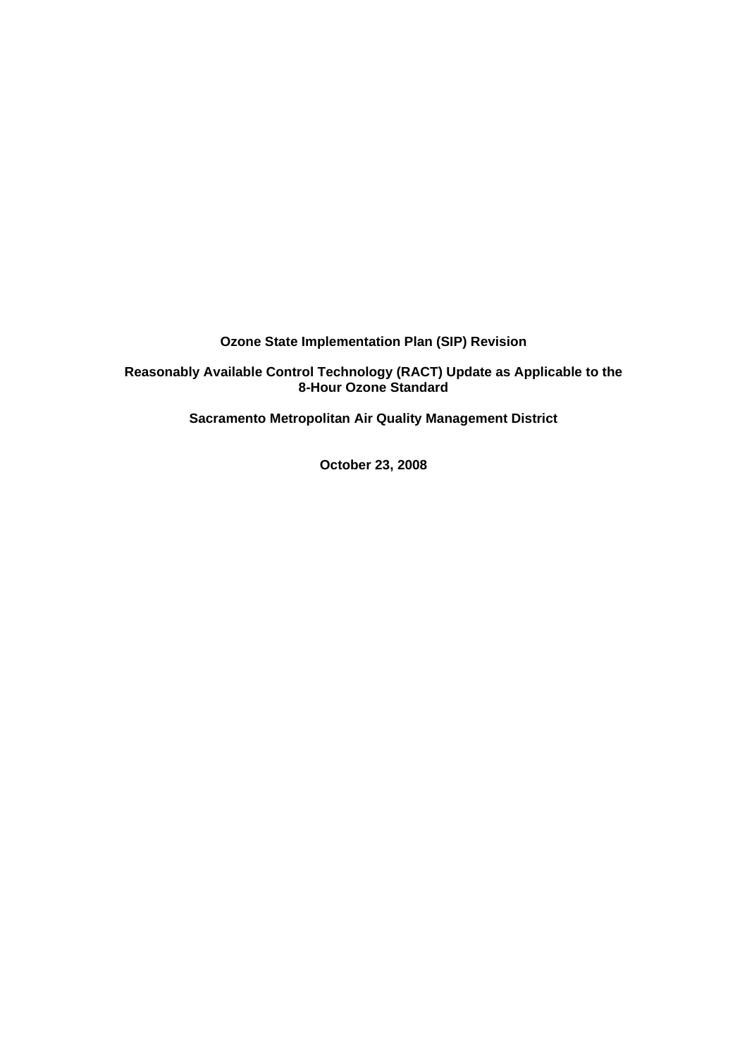# Ozone State Implementation Plan (SIP) Revision

## Reasonably Available Control Technology (RACT) Update as Applicable to the 8-Hour Ozone Standard

**Sacramento Metropolitan Air Quality Management District**

**October 23, 2008**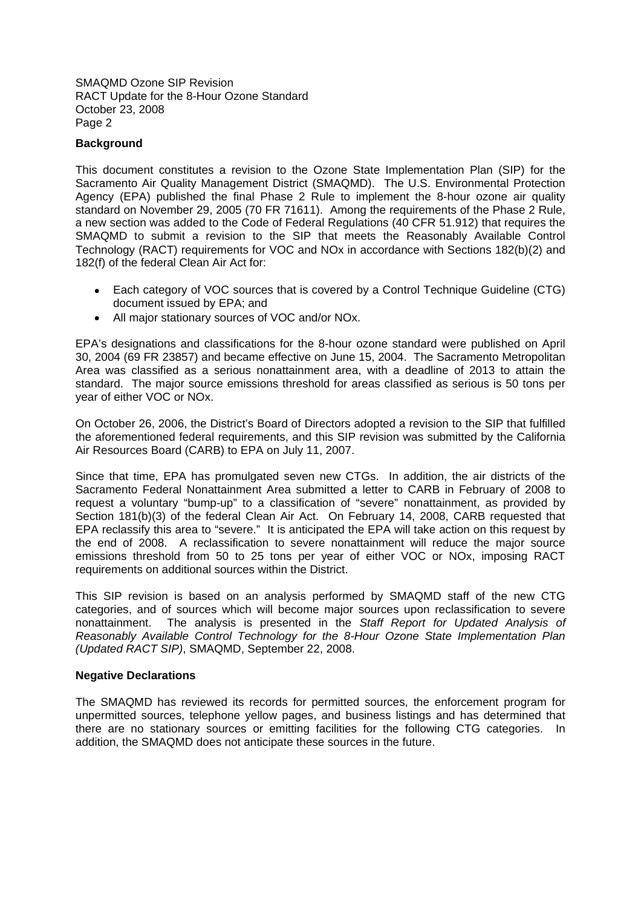## Background

This document constitutes a revision to the Ozone State Implementation Plan (SIP) for the Sacramento Air Quality Management District (SMAQMD). The U.S. Environmental Protection Agency (EPA) published the final Phase 2 Rule to implement the 8-hour ozone air quality standard on November 29, 2005 (70 FR 71611). Among the requirements of the Phase 2 Rule, a new section was added to the Code of Federal Regulations (40 CFR 51.912) that requires the SMAQMD to submit a revision to the SIP that meets the Reasonably Available Control Technology (RACT) requirements for VOC and NOx in accordance with Sections 182(b)(2) and 182(f) of the federal Clean Air Act for:

- Each category of VOC sources that is covered by a Control Technique Guideline (CTG) document issued by EPA; and
- All major stationary sources of VOC and/or NOx.

EPA's designations and classifications for the 8-hour ozone standard were published on April 30, 2004 (69 FR 23857) and became effective on June 15, 2004. The Sacramento Metropolitan Area was classified as a serious nonattainment area, with a deadline of 2013 to attain the standard. The major source emissions threshold for areas classified as serious is 50 tons per year of either VOC or NOx.

On October 26, 2006, the District's Board of Directors adopted a revision to the SIP that fulfilled the aforementioned federal requirements, and this SIP revision was submitted by the California Air Resources Board (CARB) to EPA on July 11, 2007.

Since that time, EPA has promulgated seven new CTGs. In addition, the air districts of the Sacramento Federal Nonattainment Area submitted a letter to CARB in February of 2008 to request a voluntary "bump-up" to a classification of "severe" nonattainment, as provided by Section 181(b)(3) of the federal Clean Air Act. On February 14, 2008, CARB requested that EPA reclassify this area to "severe." It is anticipated the EPA will take action on this request by the end of 2008. A reclassification to severe nonattainment will reduce the major source emissions threshold from 50 to 25 tons per year of either VOC or NOx, imposing RACT requirements on additional sources within the District.

This SIP revision is based on an analysis performed by SMAQMD staff of the new CTG categories, and of sources which will become major sources upon reclassification to severe nonattainment. The analysis is presented in the *Staff Report for Updated Analysis of Reasonably Available Control Technology for the 8-Hour Ozone State Implementation Plan (Updated RACT SIP)*, SMAQMD, September 22, 2008.

## Negative Declarations

The SMAQMD has reviewed its records for permitted sources, the enforcement program for unpermitted sources, telephone yellow pages, and business listings and has determined that there are no stationary sources or emitting facilities for the following CTG categories. In addition, the SMAQMD does not anticipate these sources in the future.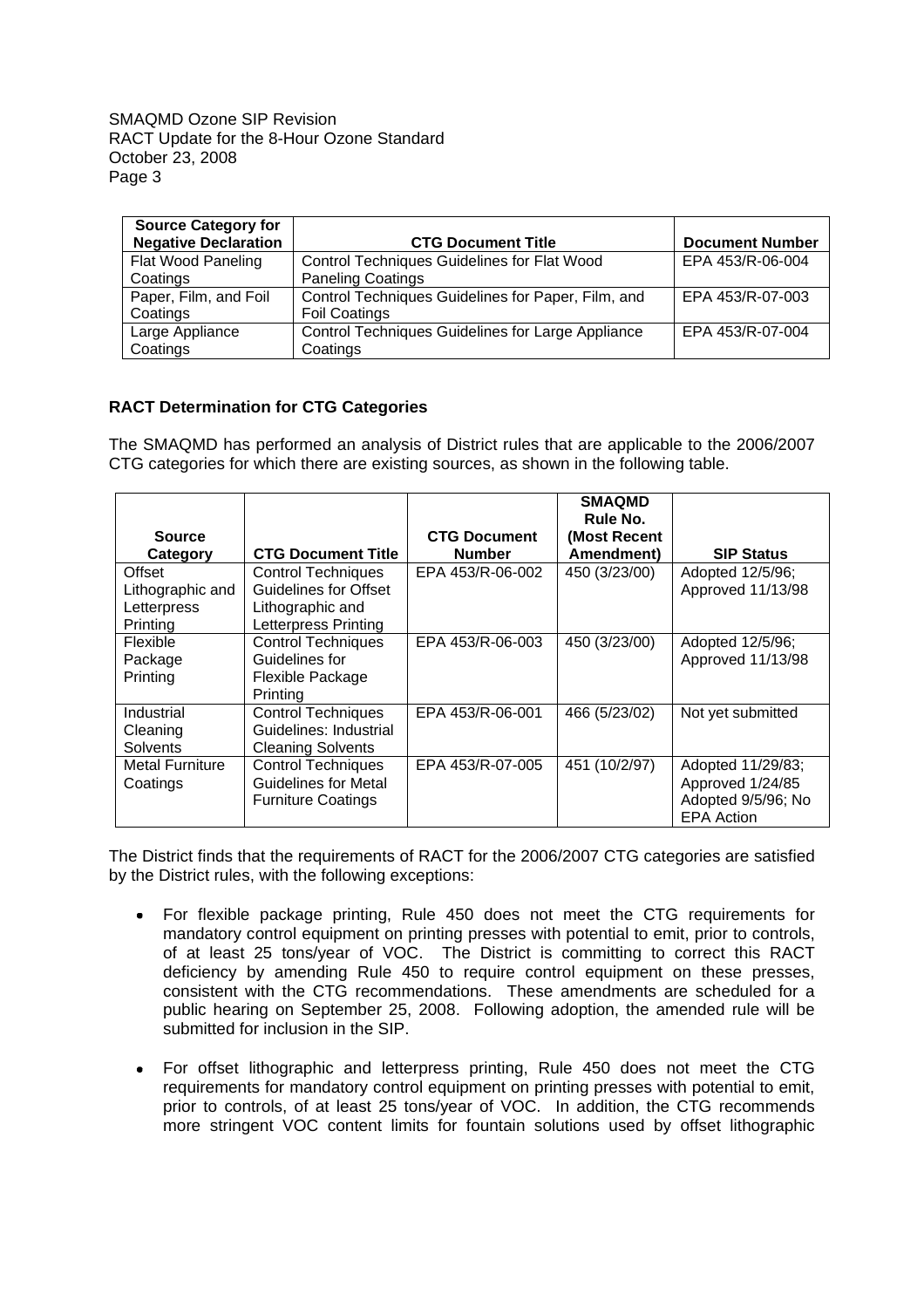| Source Category for Negative Declaration | CTG Document Title | Document Number |
|---|---|---|
| Flat Wood Paneling Coatings | Control Techniques Guidelines for Flat Wood Paneling Coatings | EPA 453/R-06-004 |
| Paper, Film, and Foil Coatings | Control Techniques Guidelines for Paper, Film, and Foil Coatings | EPA 453/R-07-003 |
| Large Appliance Coatings | Control Techniques Guidelines for Large Appliance Coatings | EPA 453/R-07-004 |

**RACT Determination for CTG Categories**

The SMAQMD has performed an analysis of District rules that are applicable to the 2006/2007 CTG categories for which there are existing sources, as shown in the following table.

| Source Category | CTG Document Title | CTG Document Number | SMAQMD Rule No. (Most Recent Amendment) | SIP Status |
|---|---|---|---|---|
| Offset Lithographic and Letterpress Printing | Control Techniques Guidelines for Offset Lithographic and Letterpress Printing | EPA 453/R-06-002 | 450 (3/23/00) | Adopted 12/5/96; Approved 11/13/98 |
| Flexible Package Printing | Control Techniques Guidelines for Flexible Package Printing | EPA 453/R-06-003 | 450 (3/23/00) | Adopted 12/5/96; Approved 11/13/98 |
| Industrial Cleaning Solvents | Control Techniques Guidelines: Industrial Cleaning Solvents | EPA 453/R-06-001 | 466 (5/23/02) | Not yet submitted |
| Metal Furniture Coatings | Control Techniques Guidelines for Metal Furniture Coatings | EPA 453/R-07-005 | 451 (10/2/97) | Adopted 11/29/83; Approved 1/24/85 Adopted 9/5/96; No EPA Action |

The District finds that the requirements of RACT for the 2006/2007 CTG categories are satisfied by the District rules, with the following exceptions:

- For flexible package printing, Rule 450 does not meet the CTG requirements for mandatory control equipment on printing presses with potential to emit, prior to controls, of at least 25 tons/year of VOC. The District is committing to correct this RACT deficiency by amending Rule 450 to require control equipment on these presses, consistent with the CTG recommendations. These amendments are scheduled for a public hearing on September 25, 2008. Following adoption, the amended rule will be submitted for inclusion in the SIP.

- For offset lithographic and letterpress printing, Rule 450 does not meet the CTG requirements for mandatory control equipment on printing presses with potential to emit, prior to controls, of at least 25 tons/year of VOC. In addition, the CTG recommends more stringent VOC content limits for fountain solutions used by offset lithographic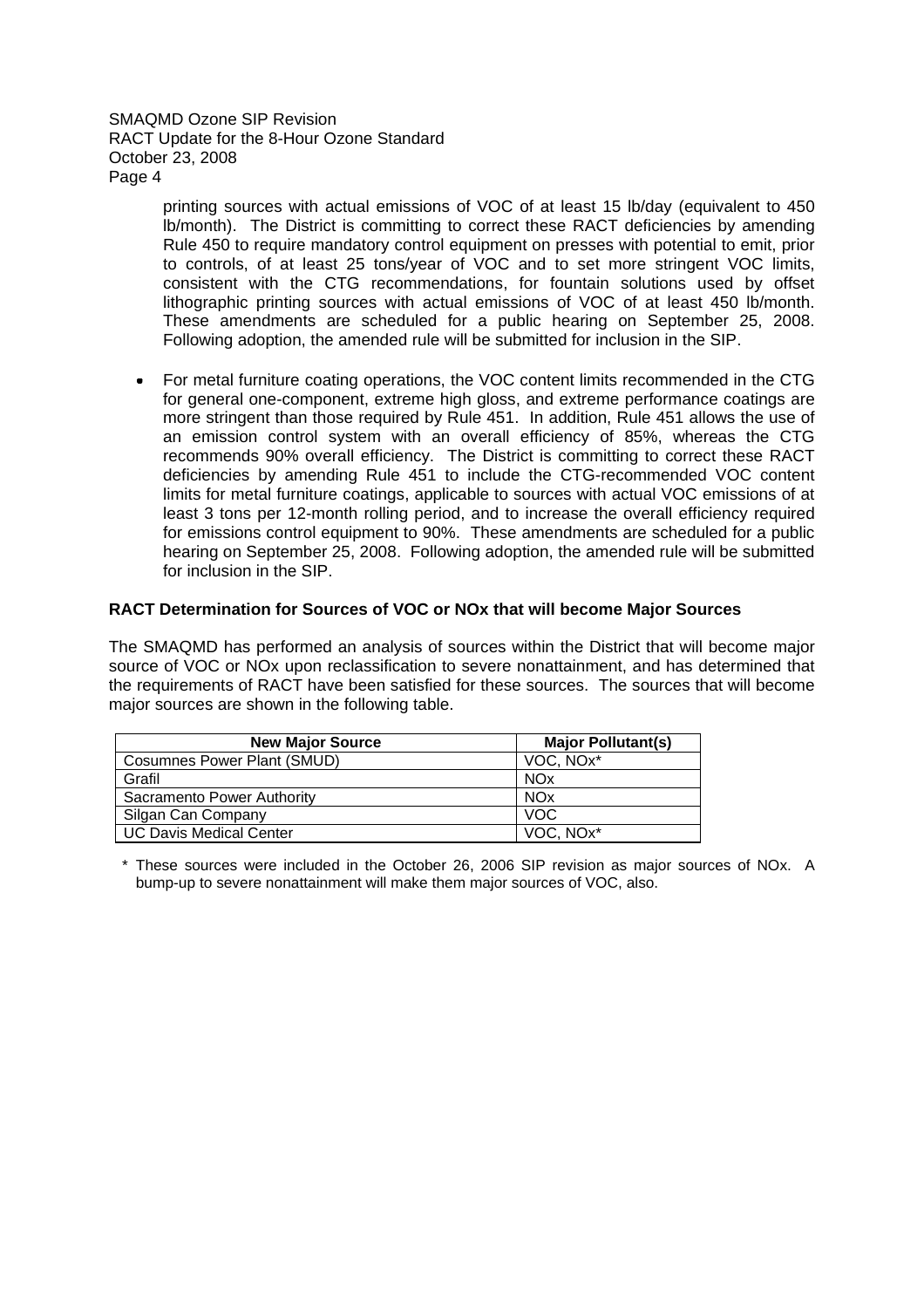printing sources with actual emissions of VOC of at least 15 lb/day (equivalent to 450 lb/month). The District is committing to correct these RACT deficiencies by amending Rule 450 to require mandatory control equipment on presses with potential to emit, prior to controls, of at least 25 tons/year of VOC and to set more stringent VOC limits, consistent with the CTG recommendations, for fountain solutions used by offset lithographic printing sources with actual emissions of VOC of at least 450 lb/month. These amendments are scheduled for a public hearing on September 25, 2008. Following adoption, the amended rule will be submitted for inclusion in the SIP.

- For metal furniture coating operations, the VOC content limits recommended in the CTG for general one-component, extreme high gloss, and extreme performance coatings are more stringent than those required by Rule 451. In addition, Rule 451 allows the use of an emission control system with an overall efficiency of 85%, whereas the CTG recommends 90% overall efficiency. The District is committing to correct these RACT deficiencies by amending Rule 451 to include the CTG-recommended VOC content limits for metal furniture coatings, applicable to sources with actual VOC emissions of at least 3 tons per 12-month rolling period, and to increase the overall efficiency required for emissions control equipment to 90%. These amendments are scheduled for a public hearing on September 25, 2008. Following adoption, the amended rule will be submitted for inclusion in the SIP.

**RACT Determination for Sources of VOC or NOx that will become Major Sources**

The SMAQMD has performed an analysis of sources within the District that will become major source of VOC or NOx upon reclassification to severe nonattainment, and has determined that the requirements of RACT have been satisfied for these sources. The sources that will become major sources are shown in the following table.

| New Major Source | Major Pollutant(s) |
|---|---|
| Cosumnes Power Plant (SMUD) | VOC, NOx* |
| Grafil | NOx |
| Sacramento Power Authority | NOx |
| Silgan Can Company | VOC |
| UC Davis Medical Center | VOC, NOx* |

\* These sources were included in the October 26, 2006 SIP revision as major sources of NOx. A bump-up to severe nonattainment will make them major sources of VOC, also.